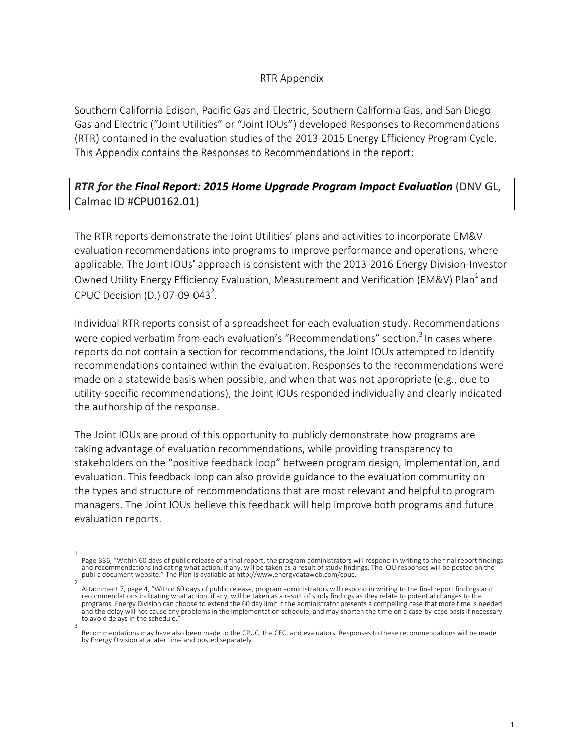## RTR Appendix

Southern California Edison, Pacific Gas and Electric, Southern California Gas, and San Diego Gas and Electric ("Joint Utilities" or "Joint IOUs") developed Responses to Recommendations (RTR) contained in the evaluation studies of the 2013-2015 Energy Efficiency Program Cycle. This Appendix contains the Responses to Recommendations in the report:

***RTR for the* Final Report: 2015 Home Upgrade Program Impact Evaluation** (DNV GL, Calmac ID #CPU0162.01)

The RTR reports demonstrate the Joint Utilities' plans and activities to incorporate EM&V evaluation recommendations into programs to improve performance and operations, where applicable. The Joint IOUs' approach is consistent with the 2013-2016 Energy Division-Investor Owned Utility Energy Efficiency Evaluation, Measurement and Verification (EM&V) Plan[1] and CPUC Decision (D.) 07-09-043[2].

Individual RTR reports consist of a spreadsheet for each evaluation study. Recommendations were copied verbatim from each evaluation's "Recommendations" section.[3] In cases where reports do not contain a section for recommendations, the Joint IOUs attempted to identify recommendations contained within the evaluation. Responses to the recommendations were made on a statewide basis when possible, and when that was not appropriate (e.g., due to utility-specific recommendations), the Joint IOUs responded individually and clearly indicated the authorship of the response.

The Joint IOUs are proud of this opportunity to publicly demonstrate how programs are taking advantage of evaluation recommendations, while providing transparency to stakeholders on the "positive feedback loop" between program design, implementation, and evaluation. This feedback loop can also provide guidance to the evaluation community on the types and structure of recommendations that are most relevant and helpful to program managers. The Joint IOUs believe this feedback will help improve both programs and future evaluation reports.

---

[1] Page 336, "Within 60 days of public release of a final report, the program administrators will respond in writing to the final report findings and recommendations indicating what action, if any, will be taken as a result of study findings. The IOU responses will be posted on the public document website." The Plan is available at http://www.energydataweb.com/cpuc.

[2] Attachment 7, page 4, "Within 60 days of public release, program administrators will respond in writing to the final report findings and recommendations indicating what action, if any, will be taken as a result of study findings as they relate to potential changes to the programs. Energy Division can choose to extend the 60 day limit if the administrator presents a compelling case that more time is needed and the delay will not cause any problems in the implementation schedule, and may shorten the time on a case-by-case basis if necessary to avoid delays in the schedule."

[3] Recommendations may have also been made to the CPUC, the CEC, and evaluators. Responses to these recommendations will be made by Energy Division at a later time and posted separately.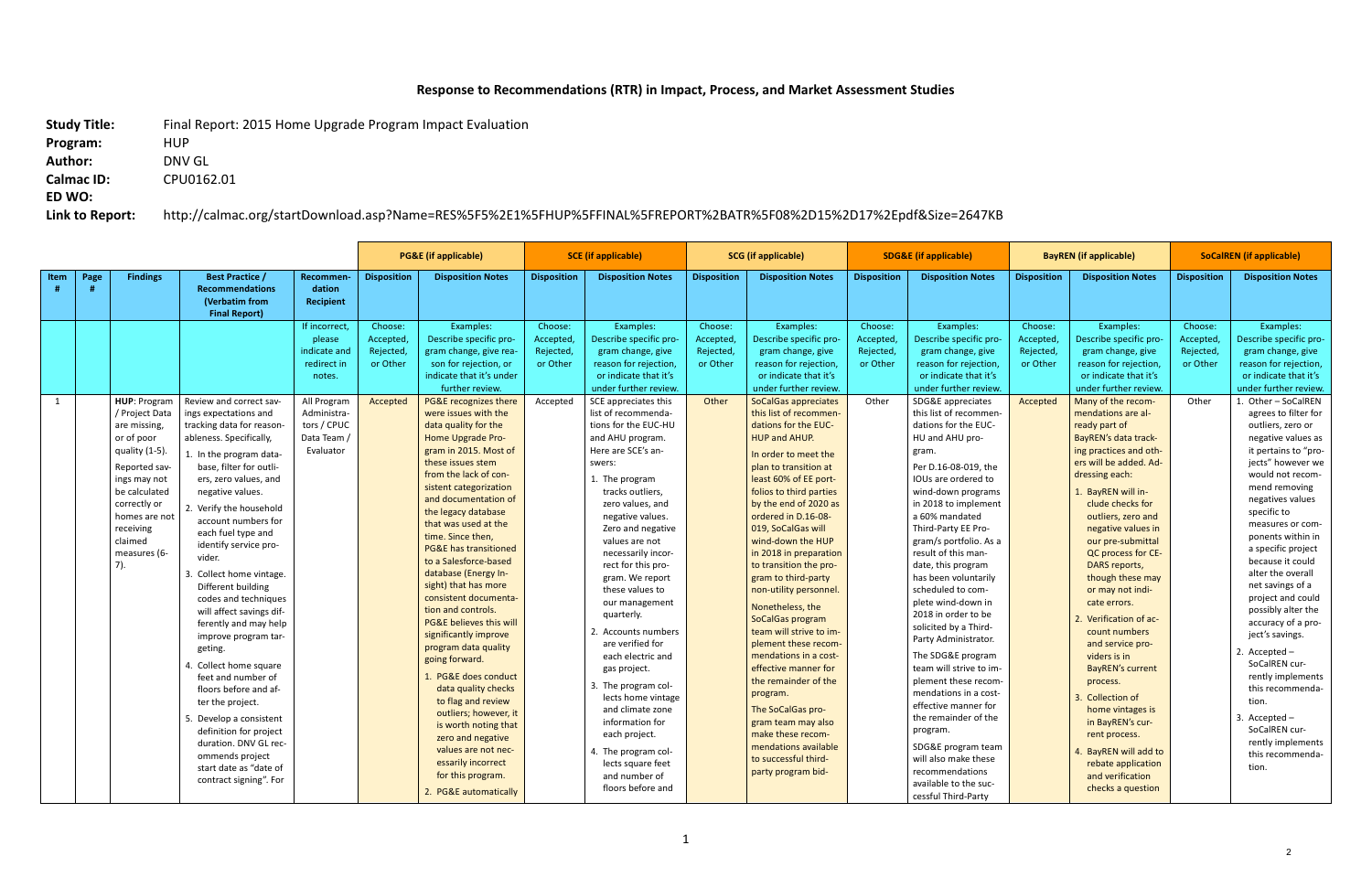## Response to Recommendations (RTR) in Impact, Process, and Market Assessment Studies

**Study Title:** Final Report: 2015 Home Upgrade Program Impact Evaluation
**Program:** HUP
**Author:** DNV GL
**Calmac ID:** CPU0162.01
**ED WO:**
**Link to Report:** http://calmac.org/startDownload.asp?Name=RES%5F5%2E1%5FHUP%5FFINAL%5FREPORT%2BATR%5F08%2D15%2D17%2Epdf&Size=2647KB

| | | | | | PG&E (if applicable) | | SCE (if applicable) | | SCG (if applicable) | | SDG&E (if applicable) | | BayREN (if applicable) | | SoCalREN (if applicable) | |
|---|---|---|---|---|---|---|---|---|---|---|---|---|---|---|---|---|
| Item # | Page # | Findings | Best Practice / Recommendations (Verbatim from Final Report) | Recommendation Recipient | Disposition | Disposition Notes | Disposition | Disposition Notes | Disposition | Disposition Notes | Disposition | Disposition Notes | Disposition | Disposition Notes | Disposition | Disposition Notes |
| | | | | If incorrect, please indicate and redirect in notes. | Choose: Accepted, Rejected, or Other | Examples: Describe specific program change, give reason for rejection, or indicate that it's under further review. | Choose: Accepted, Rejected, or Other | Examples: Describe specific program change, give reason for rejection, or indicate that it's under further review. | Choose: Accepted, Rejected, or Other | Examples: Describe specific program change, give reason for rejection, or indicate that it's under further review. | Choose: Accepted, Rejected, or Other | Examples: Describe specific program change, give reason for rejection, or indicate that it's under further review. | Choose: Accepted, Rejected, or Other | Examples: Describe specific program change, give reason for rejection, or indicate that it's under further review. | Choose: Accepted, Rejected, or Other | Examples: Describe specific program change, give reason for rejection, or indicate that it's under further review. |
| 1 | | **HUP**: Program / Project Data are missing, or of poor quality (1-5). Reported savings may not be calculated correctly or homes are not receiving claimed measures (6-7). | Review and correct savings expectations and tracking data for reasonableness. Specifically, 1. In the program database, filter for outliers, zero values, and negative values. 2. Verify the household account numbers for each fuel type and identify service provider. 3. Collect home vintage. Different building codes and techniques will affect savings differently and may help improve program targeting. 4. Collect home square feet and number of floors before and after the project. 5. Develop a consistent definition for project duration. DNV GL recommends project start date as "date of contract signing". For | All Program Administrators / CPUC Data Team / Evaluator | Accepted | PG&E recognizes there were issues with the data quality for the Home Upgrade Program in 2015. Most of these issues stem from the lack of consistent categorization and documentation of the legacy database that was used at the time. Since then, PG&E has transitioned to a Salesforce-based database (Energy Insight) that has more consistent documentation and controls. PG&E believes this will significantly improve program data quality going forward. 1. PG&E does conduct data quality checks to flag and review outliers; however, it is worth noting that zero and negative values are not necessarily incorrect for this program. 2. PG&E automatically | Accepted | SCE appreciates this list of recommendations for the EUC-HU and AHU program. Here are SCE's answers: 1. The program tracks outliers, zero values, and negative values. Zero and negative values are not necessarily incorrect for this program. We report these values to our management quarterly. 2. Accounts numbers are verified for each electric and gas project. 3. The program collects home vintage and climate zone information for each project. 4. The program collects square feet and number of floors before and | Other | SoCalGas appreciates this list of recommendations for the EUC-HUP and AHUP. In order to meet the plan to transition at least 60% of EE portfolios to third parties by the end of 2020 as ordered in D.16-08-019, SoCalGas will wind-down the HUP in 2018 in preparation to transition the program to third-party non-utility personnel. Nonetheless, the SoCalGas program team will strive to implement these recommendations in a cost-effective manner for the remainder of the program. The SoCalGas program team will also make these recommendations available to successful third-party program bid- | Other | SDG&E appreciates this list of recommendations for the EUC-HU and AHU program. Per D.16-08-019, the IOUs are ordered to wind-down programs in 2018 to implement a 60% mandated Third-Party EE Program/s portfolio. As a result of this mandate, this program has been voluntarily scheduled to complete wind-down in 2018 in order to be solicited by a Third-Party Administrator. The SDG&E program team will strive to implement these recommendations in a cost-effective manner for the remainder of the program. SDG&E program team will also make these recommendations available to the successful Third-Party | Accepted | Many of the recommendations are already part of BayREN's data tracking practices and others will be added. Addressing each: 1. BayREN will include checks for outliers, zero and negative values in our pre-submittal QC process for CEDARS reports, though these may or may not indicate errors. 2. Verification of account numbers and service providers is in BayREN's current process. 3. Collection of home vintages is in BayREN's current process. 4. BayREN will add to rebate application and verification checks a question | Other | 1. Other – SoCalREN agrees to filter for outliers, zero or negative values as it pertains to "projects" however we would not recommend removing negatives values specific to measures or components within in a specific project because it could alter the overall net savings of a project and could possibly alter the accuracy of a project's savings. 2. Accepted – SoCalREN currently implements this recommendation. 3. Accepted – SoCalREN currently implements this recommendation. |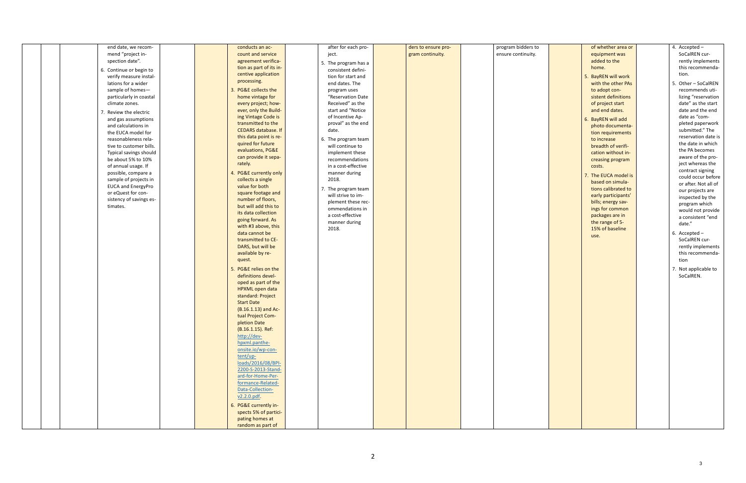| | | | | | | | | | | | | | | | | |
|---|---|---|---|---|---|---|---|---|---|---|---|---|---|---|---|---|
| | | | end date, we recommend "project inspection date".<br>6. Continue or begin to verify measure installations for a wider sample of homes—particularly in coastal climate zones.<br>7. Review the electric and gas assumptions and calculations in the EUCA model for reasonableness relative to customer bills. Typical savings should be about 5% to 10% of annual usage. If possible, compare a sample of projects in EUCA and EnergyPro or eQuest for consistency of savings estimates. | | | conducts an account and service agreement verification as part of its incentive application processing.<br>3. PG&E collects the home vintage for every project; however, only the Building Vintage Code is transmitted to the CEDARS database. If this data point is required for future evaluations, PG&E can provide it separately.<br>4. PG&E currently only collects a single value for both square footage and number of floors, but will add this to its data collection going forward. As with #3 above, this data cannot be transmitted to CEDARS, but will be available by request.<br>5. PG&E relies on the definitions developed as part of the HPXML open data standard: Project Start Date (B.16.1.13) and Actual Project Completion Date (B.16.1.15). Ref: [http://dev-hpxml.pantheonsite.io/wp-content/uploads/2016/08/BPI-2200-S-2013-Standard-for-Home-Performance-Related-Data-Collection-v2.2.0.pdf](http://dev-hpxml.pantheonsite.io/wp-content/uploads/2016/08/BPI-2200-S-2013-Standard-for-Home-Performance-Related-Data-Collection-v2.2.0.pdf).<br>6. PG&E currently inspects 5% of participating homes at random as part of | | after for each project.<br>5. The program has a consistent definition for start and end dates. The program uses "Reservation Date Received" as the start and "Notice of Incentive Approval" as the end date.<br>6. The program team will continue to implement these recommendations in a cost-effective manner during 2018.<br>7. The program team will strive to implement these recommendations in a cost-effective manner during 2018. | | ders to ensure program continuity. | | program bidders to ensure continuity. | | of whether area or equipment was added to the home.<br>5. BayREN will work with the other PAs to adopt consistent definitions of project start and end dates.<br>6. BayREN will add photo documentation requirements to increase breadth of verification without increasing program costs.<br>7. The EUCA model is based on simulations calibrated to early participants' bills; energy savings for common packages are in the range of 5-15% of baseline use. | | 4. Accepted – SoCalREN currently implements this recommendation.<br>5. Other – SoCalREN recommends utilizing "reservation date" as the start date and the end date as "completed paperwork submitted." The reservation date is the date in which the PA becomes aware of the project whereas the contract signing could occur before or after. Not all of our projects are inspected by the program which would not provide a consistent "end date."<br>6. Accepted – SoCalREN currently implements this recommendation<br>7. Not applicable to SoCalREN. |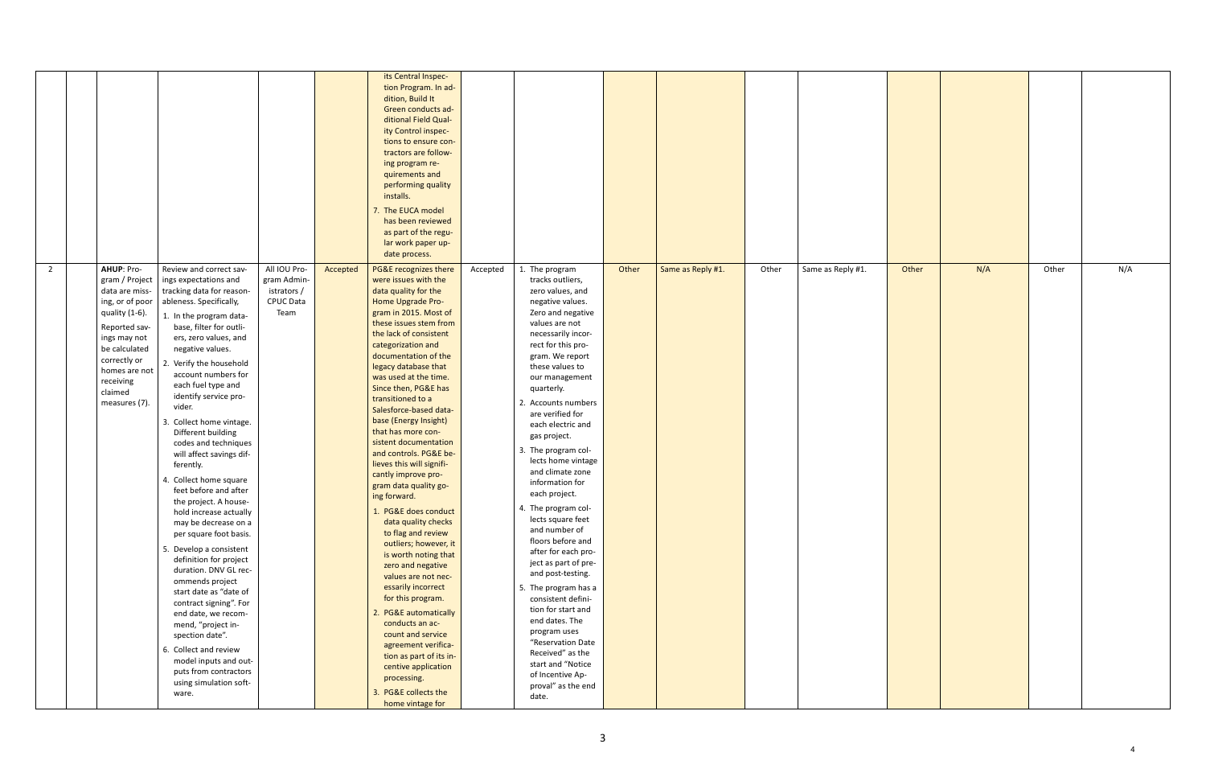| | | | | | | | | | | | | | | | | |
|---|---|---|---|---|---|---|---|---|---|---|---|---|---|---|---|---|
| | | | | | | its Central Inspection Program. In addition, Build It Green conducts additional Field Quality Control inspections to ensure contractors are following program requirements and performing quality installs.<br>7. The EUCA model has been reviewed as part of the regular work paper update process. | | | | | | | | | | |
| 2 | | **AHUP**: Program / Project data are missing, or of poor quality (1-6). Reported savings may not be calculated correctly or homes are not receiving claimed measures (7). | Review and correct savings expectations and tracking data for reasonableness. Specifically,<br>1. In the program database, filter for outliers, zero values, and negative values.<br>2. Verify the household account numbers for each fuel type and identify service provider.<br>3. Collect home vintage. Different building codes and techniques will affect savings differently.<br>4. Collect home square feet before and after the project. A household increase actually may be decrease on a per square foot basis.<br>5. Develop a consistent definition for project duration. DNV GL recommends project start date as "date of contract signing". For end date, we recommend, "project inspection date".<br>6. Collect and review model inputs and outputs from contractors using simulation software. | All IOU Program Administrators / CPUC Data Team | Accepted | PG&E recognizes there were issues with the data quality for the Home Upgrade Program in 2015. Most of these issues stem from the lack of consistent categorization and documentation of the legacy database that was used at the time. Since then, PG&E has transitioned to a Salesforce-based database (Energy Insight) that has more consistent documentation and controls. PG&E believes this will significantly improve program data quality going forward.<br>1. PG&E does conduct data quality checks to flag and review outliers; however, it is worth noting that zero and negative values are not necessarily incorrect for this program.<br>2. PG&E automatically conducts an account and service agreement verification as part of its incentive application processing.<br>3. PG&E collects the home vintage for | Accepted | 1. The program tracks outliers, zero values, and negative values. Zero and negative values are not necessarily incorrect for this program. We report these values to our management quarterly.<br>2. Accounts numbers are verified for each electric and gas project.<br>3. The program collects home vintage and climate zone information for each project.<br>4. The program collects square feet and number of floors before and after for each project as part of pre- and post-testing.<br>5. The program has a consistent definition for start and end dates. The program uses "Reservation Date Received" as the start and "Notice of Incentive Approval" as the end date. | Other | Same as Reply #1. | Other | Same as Reply #1. | Other | N/A | Other | N/A |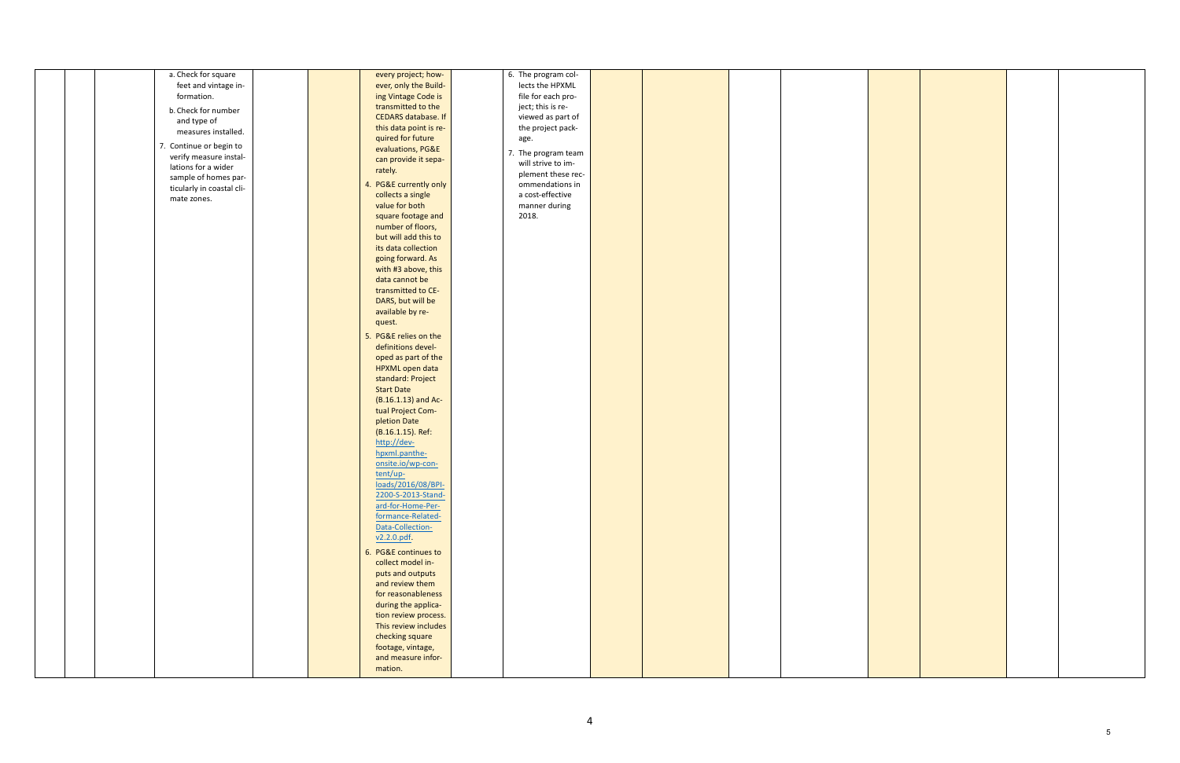| | | | | | | | | | | | | | | | | |
|---|---|---|---|---|---|---|---|---|---|---|---|---|---|---|---|---|
| | | | a. Check for square feet and vintage information.<br>b. Check for number and type of measures installed.<br>7. Continue or begin to verify measure installations for a wider sample of homes particularly in coastal climate zones. | | | every project; however, only the Building Vintage Code is transmitted to the CEDARS database. If this data point is required for future evaluations, PG&E can provide it separately.<br>4. PG&E currently only collects a single value for both square footage and number of floors, but will add this to its data collection going forward. As with #3 above, this data cannot be transmitted to CEDARS, but will be available by request.<br>5. PG&E relies on the definitions developed as part of the HPXML open data standard: Project Start Date (B.16.1.13) and Actual Project Completion Date (B.16.1.15). Ref: [http://dev-hpxml.pantheonsite.io/wp-content/uploads/2016/08/BPI-2200-S-2013-Standard-for-Home-Performance-Related-Data-Collection-v2.2.0.pdf](http://dev-hpxml.pantheonsite.io/wp-content/uploads/2016/08/BPI-2200-S-2013-Standard-for-Home-Performance-Related-Data-Collection-v2.2.0.pdf).<br>6. PG&E continues to collect model inputs and outputs and review them for reasonableness during the application review process. This review includes checking square footage, vintage, and measure information. | | 6. The program collects the HPXML file for each project; this is reviewed as part of the project package.<br>7. The program team will strive to implement these recommendations in a cost-effective manner during 2018. | | | | | | | | |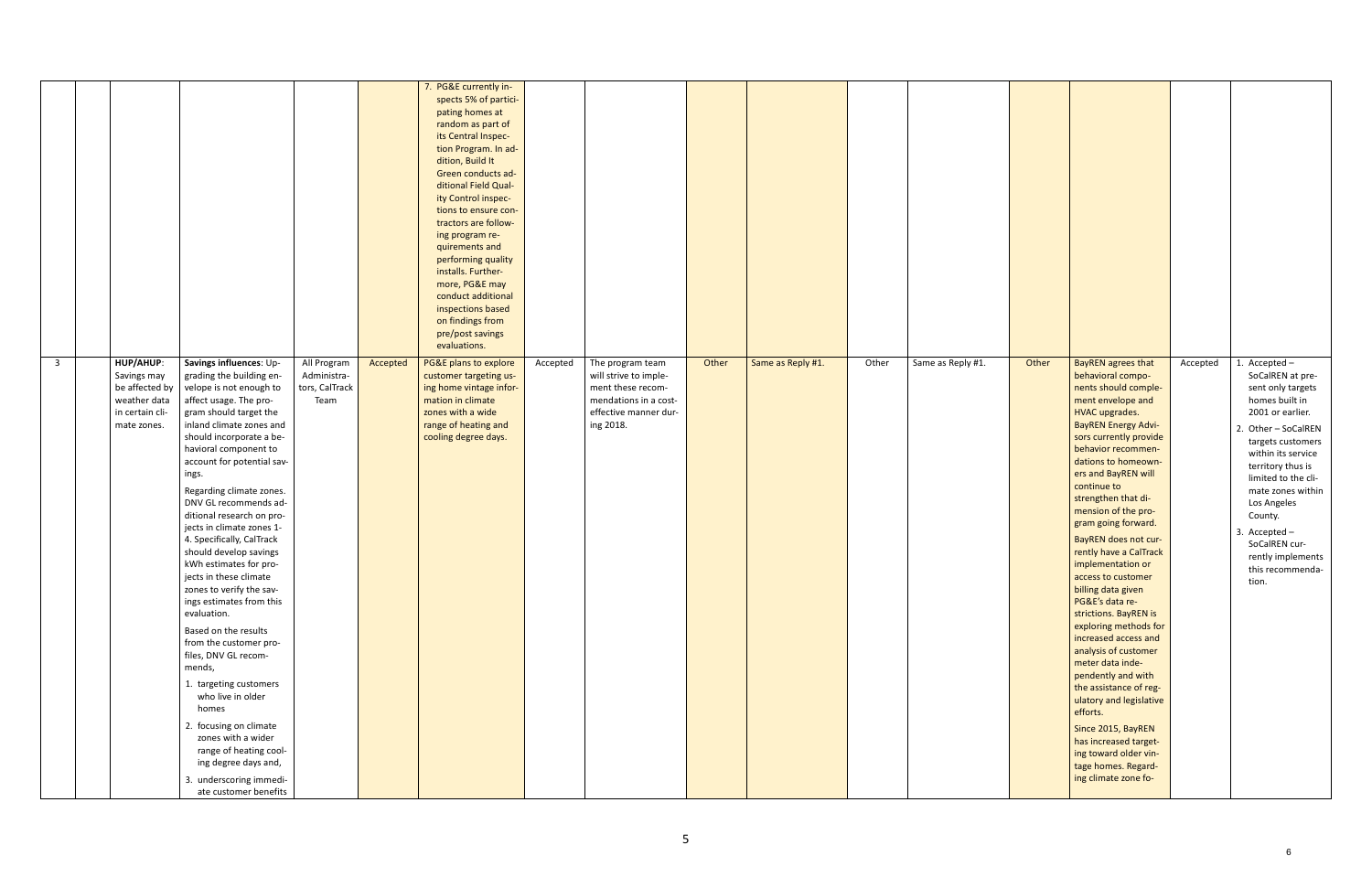| | | | | | | | | | | | | | | | | |
|---|---|---|---|---|---|---|---|---|---|---|---|---|---|---|---|---|
| | | | | | 7. PG&E currently inspects 5% of participating homes at random as part of its Central Inspection Program. In addition, Build It Green conducts additional Field Quality Control inspections to ensure contractors are following program requirements and performing quality installs. Furthermore, PG&E may conduct additional inspections based on findings from pre/post savings evaluations. | | | | | | | | | | |
| 3 | | **HUP/AHUP**: Savings may be affected by weather data in certain climate zones. | **Savings influences**: Upgrading the building envelope is not enough to affect usage. The program should target the inland climate zones and should incorporate a behavioral component to account for potential savings.<br><br>Regarding climate zones. DNV GL recommends additional research on projects in climate zones 1-4. Specifically, CalTrack should develop savings kWh estimates for projects in these climate zones to verify the savings estimates from this evaluation.<br><br>Based on the results from the customer profiles, DNV GL recommends,<br>1. targeting customers who live in older homes<br>2. focusing on climate zones with a wider range of heating cooling degree days and,<br>3. underscoring immediate customer benefits | All Program Administrators, CalTrack Team | Accepted | PG&E plans to explore customer targeting using home vintage information in climate zones with a wide range of heating and cooling degree days. | Accepted | The program team will strive to implement these recommendations in a cost-effective manner during 2018. | Other | Same as Reply #1. | Other | Same as Reply #1. | Other | BayREN agrees that behavioral components should complement envelope and HVAC upgrades. BayREN Energy Advisors currently provide behavior recommendations to homeowners and BayREN will continue to strengthen that dimension of the program going forward.<br><br>BayREN does not currently have a CalTrack implementation or access to customer billing data given PG&E's data restrictions. BayREN is exploring methods for increased access and analysis of customer meter data independently and with the assistance of regulatory and legislative efforts.<br><br>Since 2015, BayREN has increased targeting toward older vintage homes. Regarding climate zone fo- | Accepted | 1. Accepted – SoCalREN at present only targets homes built in 2001 or earlier.<br>2. Other – SoCalREN targets customers within its service territory thus is limited to the climate zones within Los Angeles County.<br>3. Accepted – SoCalREN currently implements this recommendation. |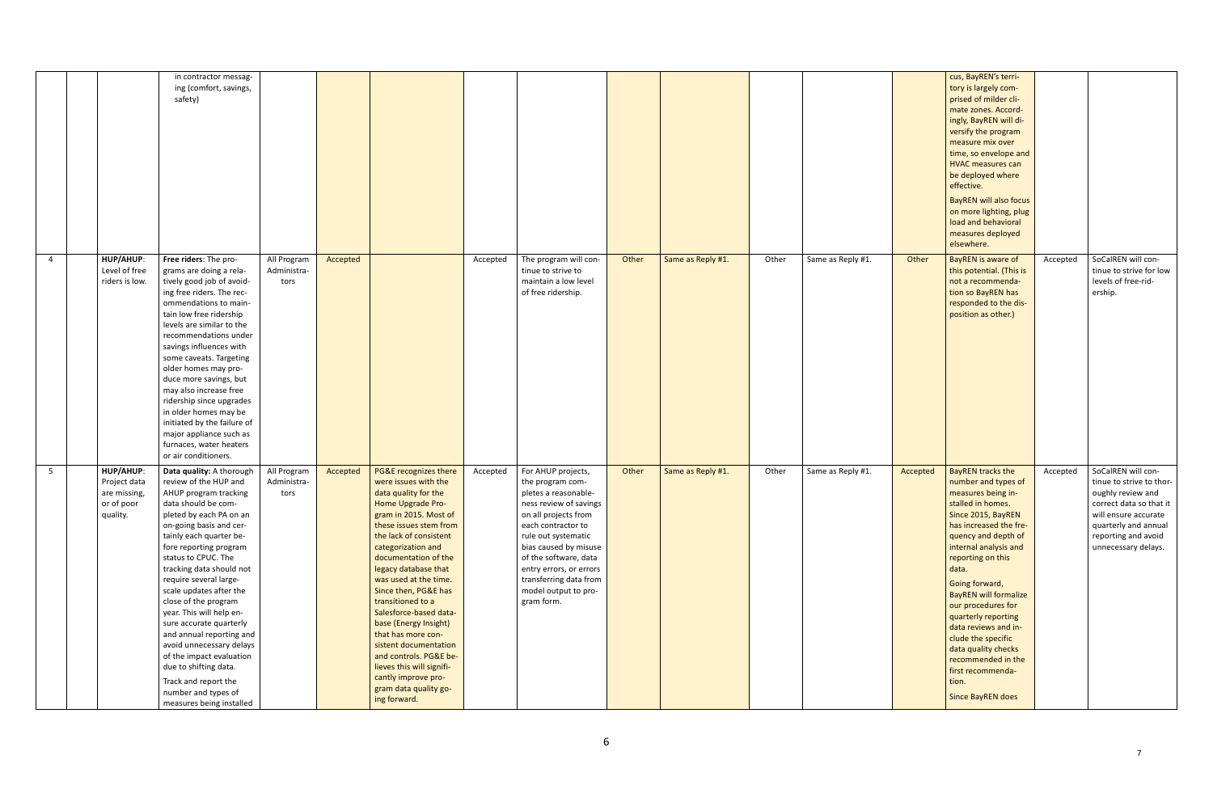| | | | in contractor messaging (comfort, savings, safety) | | | | | | | | | | | cus, BayREN's territory is largely comprised of milder climate zones. Accordingly, BayREN will diversify the program measure mix over time, so envelope and HVAC measures can be deployed where effective.<br><br>BayREN will also focus on more lighting, plug load and behavioral measures deployed elsewhere. | | |
|---|---|---|---|---|---|---|---|---|---|---|---|---|---|---|---|---|
| 4 | | **HUP/AHUP**: Level of free riders is low. | **Free riders**: The programs are doing a relatively good job of avoiding free riders. The recommendations to maintain low free ridership levels are similar to the recommendations under savings influences with some caveats. Targeting older homes may produce more savings, but may also increase free ridership since upgrades in older homes may be initiated by the failure of major appliance such as furnaces, water heaters or air conditioners. | All Program Administrators | Accepted | | Accepted | The program will continue to strive to maintain a low level of free ridership. | Other | Same as Reply #1. | Other | Same as Reply #1. | Other | BayREN is aware of this potential. (This is not a recommendation so BayREN has responded to the disposition as other.) | Accepted | SoCalREN will continue to strive for low levels of free-ridership. |
| 5 | | **HUP/AHUP**: Project data are missing, or of poor quality. | **Data quality:** A thorough review of the HUP and AHUP program tracking data should be completed by each PA on an on-going basis and certainly each quarter before reporting program status to CPUC. The tracking data should not require several large-scale updates after the close of the program year. This will help ensure accurate quarterly and annual reporting and avoid unnecessary delays of the impact evaluation due to shifting data.<br><br>Track and report the number and types of measures being installed | All Program Administrators | Accepted | PG&E recognizes there were issues with the data quality for the Home Upgrade Program in 2015. Most of these issues stem from the lack of consistent categorization and documentation of the legacy database that was used at the time. Since then, PG&E has transitioned to a Salesforce-based database (Energy Insight) that has more consistent documentation and controls. PG&E believes this will significantly improve program data quality going forward. | Accepted | For AHUP projects, the program completes a reasonableness review of savings on all projects from each contractor to rule out systematic bias caused by misuse of the software, data entry errors, or errors transferring data from model output to program form. | Other | Same as Reply #1. | Other | Same as Reply #1. | Accepted | BayREN tracks the number and types of measures being installed in homes. Since 2015, BayREN has increased the frequency and depth of internal analysis and reporting on this data.<br><br>Going forward, BayREN will formalize our procedures for quarterly reporting data reviews and include the specific data quality checks recommended in the first recommendation.<br><br>Since BayREN does | Accepted | SoCalREN will continue to strive to thoroughly review and correct data so that it will ensure accurate quarterly and annual reporting and avoid unnecessary delays. |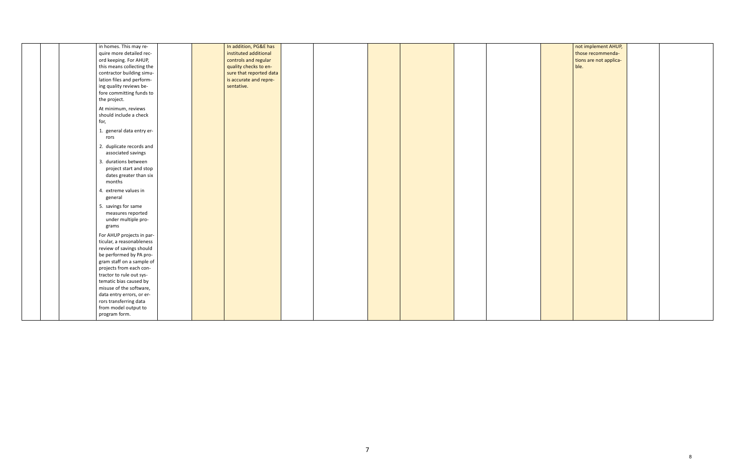| | | | | | | | | | | | | | | | | |
|---|---|---|---|---|---|---|---|---|---|---|---|---|---|---|---|---|
| | | | in homes. This may require more detailed record keeping. For AHUP, this means collecting the contractor building simulation files and performing quality reviews before committing funds to the project.<br><br>At minimum, reviews should include a check for,<br><br>1. general data entry errors<br>2. duplicate records and associated savings<br>3. durations between project start and stop dates greater than six months<br>4. extreme values in general<br>5. savings for same measures reported under multiple programs<br><br>For AHUP projects in particular, a reasonableness review of savings should be performed by PA program staff on a sample of projects from each contractor to rule out systematic bias caused by misuse of the software, data entry errors, or errors transferring data from model output to program form. | | | In addition, PG&E has instituted additional controls and regular quality checks to ensure that reported data is accurate and representative. | | | | | | | | not implement AHUP, those recommendations are not applicable. | | |